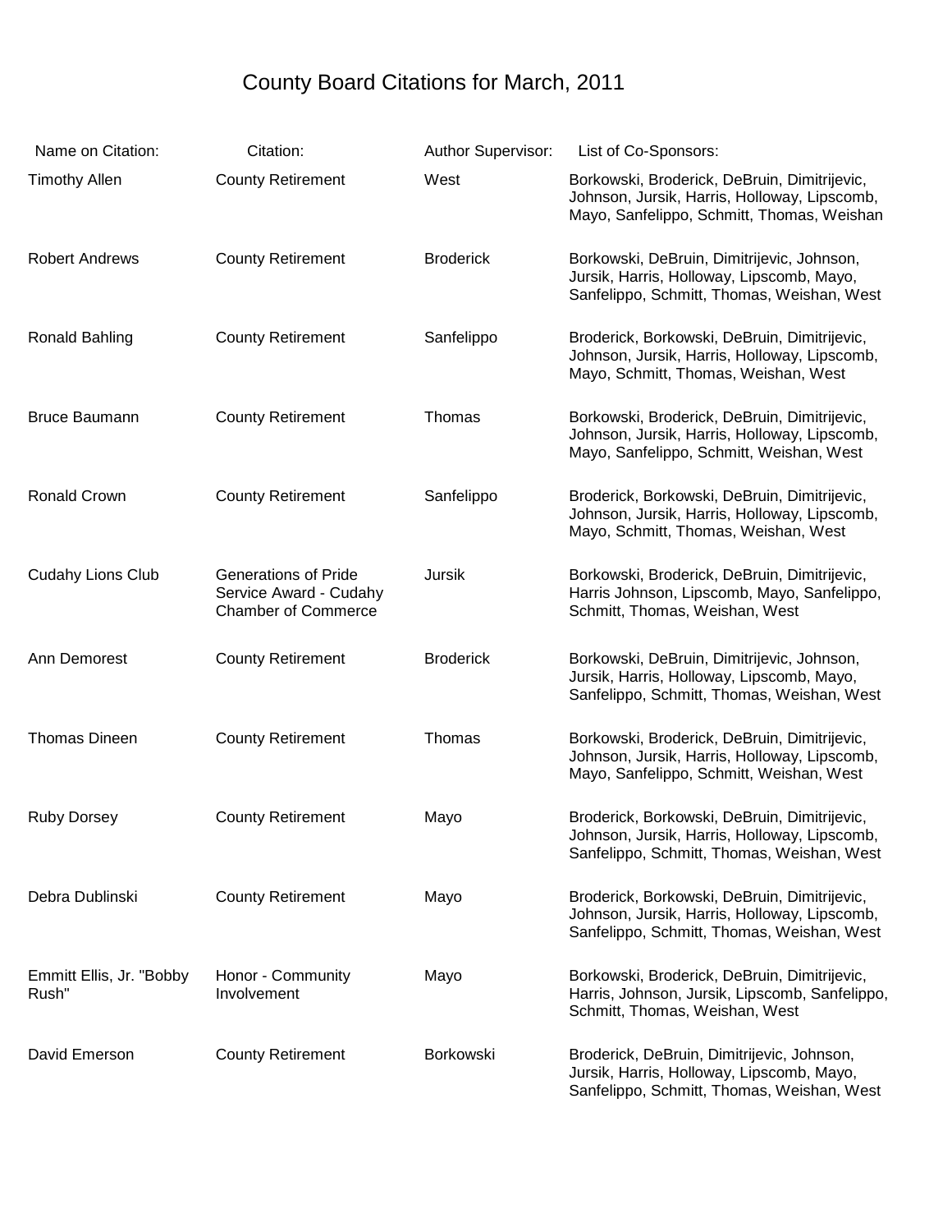# County Board Citations for March, 2011

| Name on Citation: | Citation: | Author Supervisor: | List of Co-Sponsors: |
|---|---|---|---|
| Timothy Allen | County Retirement | West | Borkowski, Broderick, DeBruin, Dimitrijevic, Johnson, Jursik, Harris, Holloway, Lipscomb, Mayo, Sanfelippo, Schmitt, Thomas, Weishan |
| Robert Andrews | County Retirement | Broderick | Borkowski, DeBruin, Dimitrijevic, Johnson, Jursik, Harris, Holloway, Lipscomb, Mayo, Sanfelippo, Schmitt, Thomas, Weishan, West |
| Ronald Bahling | County Retirement | Sanfelippo | Broderick, Borkowski, DeBruin, Dimitrijevic, Johnson, Jursik, Harris, Holloway, Lipscomb, Mayo, Schmitt, Thomas, Weishan, West |
| Bruce Baumann | County Retirement | Thomas | Borkowski, Broderick, DeBruin, Dimitrijevic, Johnson, Jursik, Harris, Holloway, Lipscomb, Mayo, Sanfelippo, Schmitt, Weishan, West |
| Ronald Crown | County Retirement | Sanfelippo | Broderick, Borkowski, DeBruin, Dimitrijevic, Johnson, Jursik, Harris, Holloway, Lipscomb, Mayo, Schmitt, Thomas, Weishan, West |
| Cudahy Lions Club | Generations of Pride Service Award - Cudahy Chamber of Commerce | Jursik | Borkowski, Broderick, DeBruin, Dimitrijevic, Harris Johnson, Lipscomb, Mayo, Sanfelippo, Schmitt, Thomas, Weishan, West |
| Ann Demorest | County Retirement | Broderick | Borkowski, DeBruin, Dimitrijevic, Johnson, Jursik, Harris, Holloway, Lipscomb, Mayo, Sanfelippo, Schmitt, Thomas, Weishan, West |
| Thomas Dineen | County Retirement | Thomas | Borkowski, Broderick, DeBruin, Dimitrijevic, Johnson, Jursik, Harris, Holloway, Lipscomb, Mayo, Sanfelippo, Schmitt, Weishan, West |
| Ruby Dorsey | County Retirement | Mayo | Broderick, Borkowski, DeBruin, Dimitrijevic, Johnson, Jursik, Harris, Holloway, Lipscomb, Sanfelippo, Schmitt, Thomas, Weishan, West |
| Debra Dublinski | County Retirement | Mayo | Broderick, Borkowski, DeBruin, Dimitrijevic, Johnson, Jursik, Harris, Holloway, Lipscomb, Sanfelippo, Schmitt, Thomas, Weishan, West |
| Emmitt Ellis, Jr. "Bobby Rush" | Honor - Community Involvement | Mayo | Borkowski, Broderick, DeBruin, Dimitrijevic, Harris, Johnson, Jursik, Lipscomb, Sanfelippo, Schmitt, Thomas, Weishan, West |
| David Emerson | County Retirement | Borkowski | Broderick, DeBruin, Dimitrijevic, Johnson, Jursik, Harris, Holloway, Lipscomb, Mayo, Sanfelippo, Schmitt, Thomas, Weishan, West |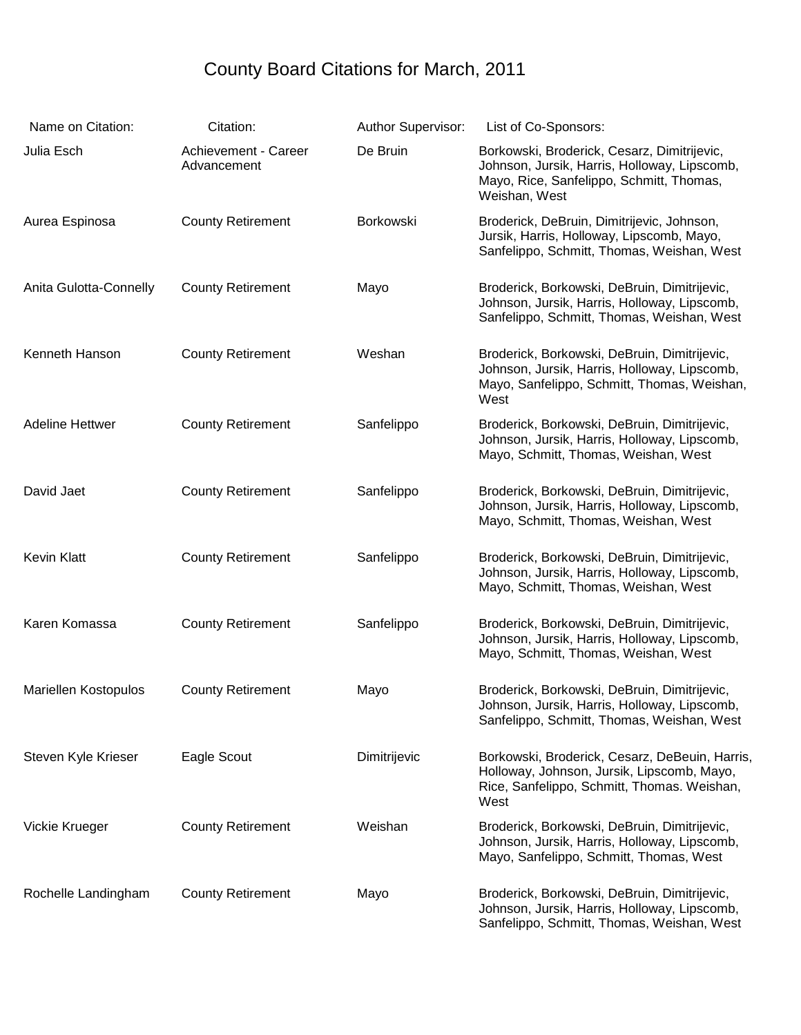# County Board Citations for March, 2011

| Name on Citation: | Citation: | Author Supervisor: | List of Co-Sponsors: |
| --- | --- | --- | --- |
| Julia Esch | Achievement - Career Advancement | De Bruin | Borkowski, Broderick, Cesarz, Dimitrijevic, Johnson, Jursik, Harris, Holloway, Lipscomb, Mayo, Rice, Sanfelippo, Schmitt, Thomas, Weishan, West |
| Aurea Espinosa | County Retirement | Borkowski | Broderick, DeBruin, Dimitrijevic, Johnson, Jursik, Harris, Holloway, Lipscomb, Mayo, Sanfelippo, Schmitt, Thomas, Weishan, West |
| Anita Gulotta-Connelly | County Retirement | Mayo | Broderick, Borkowski, DeBruin, Dimitrijevic, Johnson, Jursik, Harris, Holloway, Lipscomb, Sanfelippo, Schmitt, Thomas, Weishan, West |
| Kenneth Hanson | County Retirement | Weshan | Broderick, Borkowski, DeBruin, Dimitrijevic, Johnson, Jursik, Harris, Holloway, Lipscomb, Mayo, Sanfelippo, Schmitt, Thomas, Weishan, West |
| Adeline Hettwer | County Retirement | Sanfelippo | Broderick, Borkowski, DeBruin, Dimitrijevic, Johnson, Jursik, Harris, Holloway, Lipscomb, Mayo, Schmitt, Thomas, Weishan, West |
| David Jaet | County Retirement | Sanfelippo | Broderick, Borkowski, DeBruin, Dimitrijevic, Johnson, Jursik, Harris, Holloway, Lipscomb, Mayo, Schmitt, Thomas, Weishan, West |
| Kevin Klatt | County Retirement | Sanfelippo | Broderick, Borkowski, DeBruin, Dimitrijevic, Johnson, Jursik, Harris, Holloway, Lipscomb, Mayo, Schmitt, Thomas, Weishan, West |
| Karen Komassa | County Retirement | Sanfelippo | Broderick, Borkowski, DeBruin, Dimitrijevic, Johnson, Jursik, Harris, Holloway, Lipscomb, Mayo, Schmitt, Thomas, Weishan, West |
| Mariellen Kostopulos | County Retirement | Mayo | Broderick, Borkowski, DeBruin, Dimitrijevic, Johnson, Jursik, Harris, Holloway, Lipscomb, Sanfelippo, Schmitt, Thomas, Weishan, West |
| Steven Kyle Krieser | Eagle Scout | Dimitrijevic | Borkowski, Broderick, Cesarz, DeBeuin, Harris, Holloway, Johnson, Jursik, Lipscomb, Mayo, Rice, Sanfelippo, Schmitt, Thomas. Weishan, West |
| Vickie Krueger | County Retirement | Weishan | Broderick, Borkowski, DeBruin, Dimitrijevic, Johnson, Jursik, Harris, Holloway, Lipscomb, Mayo, Sanfelippo, Schmitt, Thomas, West |
| Rochelle Landingham | County Retirement | Mayo | Broderick, Borkowski, DeBruin, Dimitrijevic, Johnson, Jursik, Harris, Holloway, Lipscomb, Sanfelippo, Schmitt, Thomas, Weishan, West |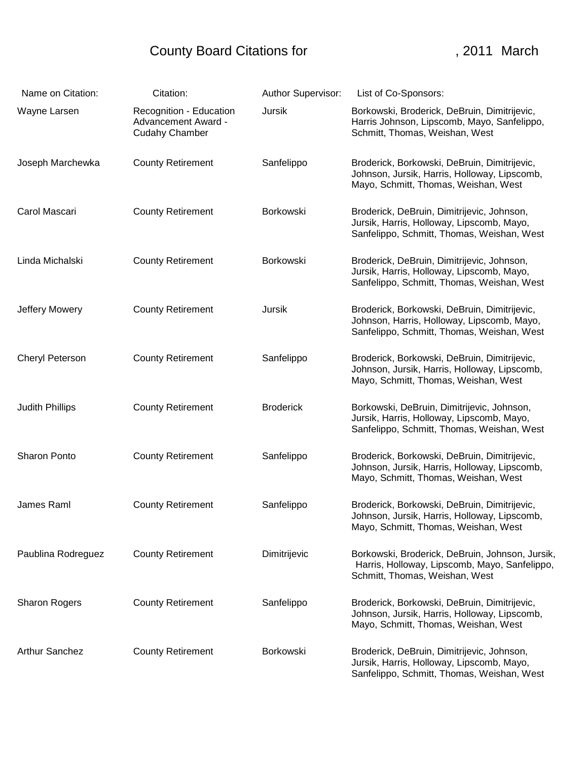# County Board Citations for , 2011 March

| Name on Citation: | Citation: | Author Supervisor: | List of Co-Sponsors: |
| --- | --- | --- | --- |
| Wayne Larsen | Recognition - Education Advancement Award - Cudahy Chamber | Jursik | Borkowski, Broderick, DeBruin, Dimitrijevic, Harris Johnson, Lipscomb, Mayo, Sanfelippo, Schmitt, Thomas, Weishan, West |
| Joseph Marchewka | County Retirement | Sanfelippo | Broderick, Borkowski, DeBruin, Dimitrijevic, Johnson, Jursik, Harris, Holloway, Lipscomb, Mayo, Schmitt, Thomas, Weishan, West |
| Carol Mascari | County Retirement | Borkowski | Broderick, DeBruin, Dimitrijevic, Johnson, Jursik, Harris, Holloway, Lipscomb, Mayo, Sanfelippo, Schmitt, Thomas, Weishan, West |
| Linda Michalski | County Retirement | Borkowski | Broderick, DeBruin, Dimitrijevic, Johnson, Jursik, Harris, Holloway, Lipscomb, Mayo, Sanfelippo, Schmitt, Thomas, Weishan, West |
| Jeffery Mowery | County Retirement | Jursik | Broderick, Borkowski, DeBruin, Dimitrijevic, Johnson, Harris, Holloway, Lipscomb, Mayo, Sanfelippo, Schmitt, Thomas, Weishan, West |
| Cheryl Peterson | County Retirement | Sanfelippo | Broderick, Borkowski, DeBruin, Dimitrijevic, Johnson, Jursik, Harris, Holloway, Lipscomb, Mayo, Schmitt, Thomas, Weishan, West |
| Judith Phillips | County Retirement | Broderick | Borkowski, DeBruin, Dimitrijevic, Johnson, Jursik, Harris, Holloway, Lipscomb, Mayo, Sanfelippo, Schmitt, Thomas, Weishan, West |
| Sharon Ponto | County Retirement | Sanfelippo | Broderick, Borkowski, DeBruin, Dimitrijevic, Johnson, Jursik, Harris, Holloway, Lipscomb, Mayo, Schmitt, Thomas, Weishan, West |
| James Raml | County Retirement | Sanfelippo | Broderick, Borkowski, DeBruin, Dimitrijevic, Johnson, Jursik, Harris, Holloway, Lipscomb, Mayo, Schmitt, Thomas, Weishan, West |
| Paublina Rodreguez | County Retirement | Dimitrijevic | Borkowski, Broderick, DeBruin, Johnson, Jursik, Harris, Holloway, Lipscomb, Mayo, Sanfelippo, Schmitt, Thomas, Weishan, West |
| Sharon Rogers | County Retirement | Sanfelippo | Broderick, Borkowski, DeBruin, Dimitrijevic, Johnson, Jursik, Harris, Holloway, Lipscomb, Mayo, Schmitt, Thomas, Weishan, West |
| Arthur Sanchez | County Retirement | Borkowski | Broderick, DeBruin, Dimitrijevic, Johnson, Jursik, Harris, Holloway, Lipscomb, Mayo, Sanfelippo, Schmitt, Thomas, Weishan, West |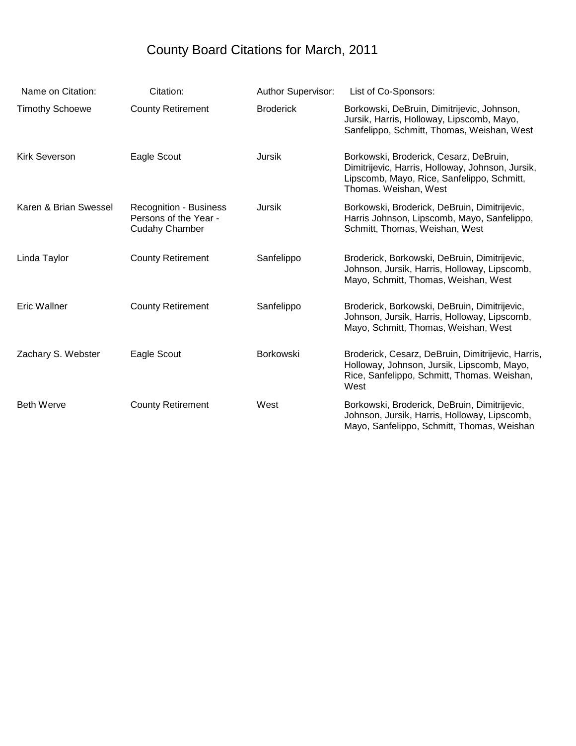# County Board Citations for March, 2011

| Name on Citation: | Citation: | Author Supervisor: | List of Co-Sponsors: |
|---|---|---|---|
| Timothy Schoewe | County Retirement | Broderick | Borkowski, DeBruin, Dimitrijevic, Johnson, Jursik, Harris, Holloway, Lipscomb, Mayo, Sanfelippo, Schmitt, Thomas, Weishan, West |
| Kirk Severson | Eagle Scout | Jursik | Borkowski, Broderick, Cesarz, DeBruin, Dimitrijevic, Harris, Holloway, Johnson, Jursik, Lipscomb, Mayo, Rice, Sanfelippo, Schmitt, Thomas. Weishan, West |
| Karen & Brian Swessel | Recognition - Business Persons of the Year - Cudahy Chamber | Jursik | Borkowski, Broderick, DeBruin, Dimitrijevic, Harris Johnson, Lipscomb, Mayo, Sanfelippo, Schmitt, Thomas, Weishan, West |
| Linda Taylor | County Retirement | Sanfelippo | Broderick, Borkowski, DeBruin, Dimitrijevic, Johnson, Jursik, Harris, Holloway, Lipscomb, Mayo, Schmitt, Thomas, Weishan, West |
| Eric Wallner | County Retirement | Sanfelippo | Broderick, Borkowski, DeBruin, Dimitrijevic, Johnson, Jursik, Harris, Holloway, Lipscomb, Mayo, Schmitt, Thomas, Weishan, West |
| Zachary S. Webster | Eagle Scout | Borkowski | Broderick, Cesarz, DeBruin, Dimitrijevic, Harris, Holloway, Johnson, Jursik, Lipscomb, Mayo, Rice, Sanfelippo, Schmitt, Thomas. Weishan, West |
| Beth Werve | County Retirement | West | Borkowski, Broderick, DeBruin, Dimitrijevic, Johnson, Jursik, Harris, Holloway, Lipscomb, Mayo, Sanfelippo, Schmitt, Thomas, Weishan |